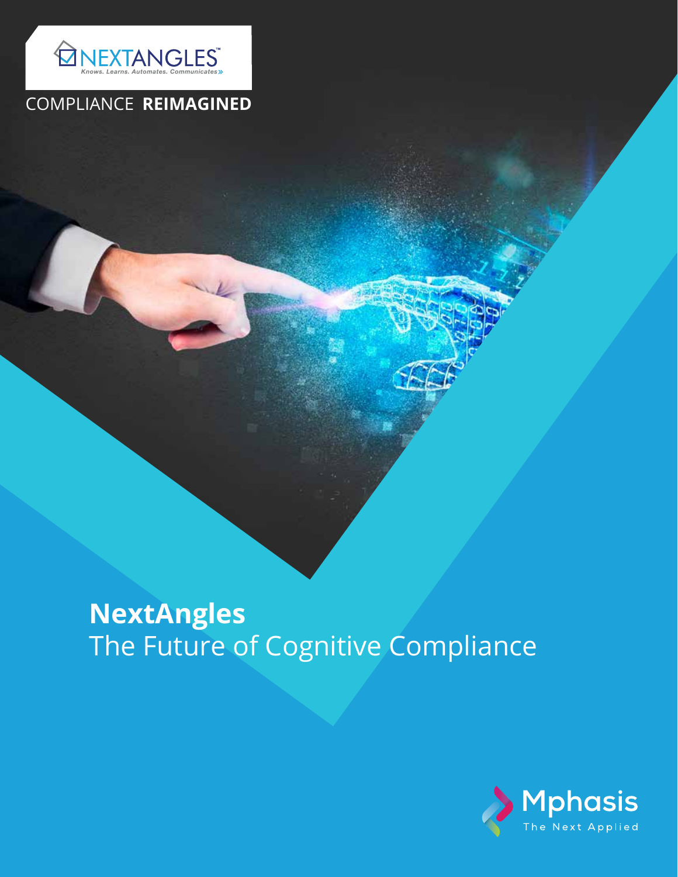NEXTANGLES™

Knows. Learns. Automates. Communicates

COMPLIANCE **REIMAGINED**

# **NextAngles**
The Future of Cognitive Compliance

Mphasis

The Next Applied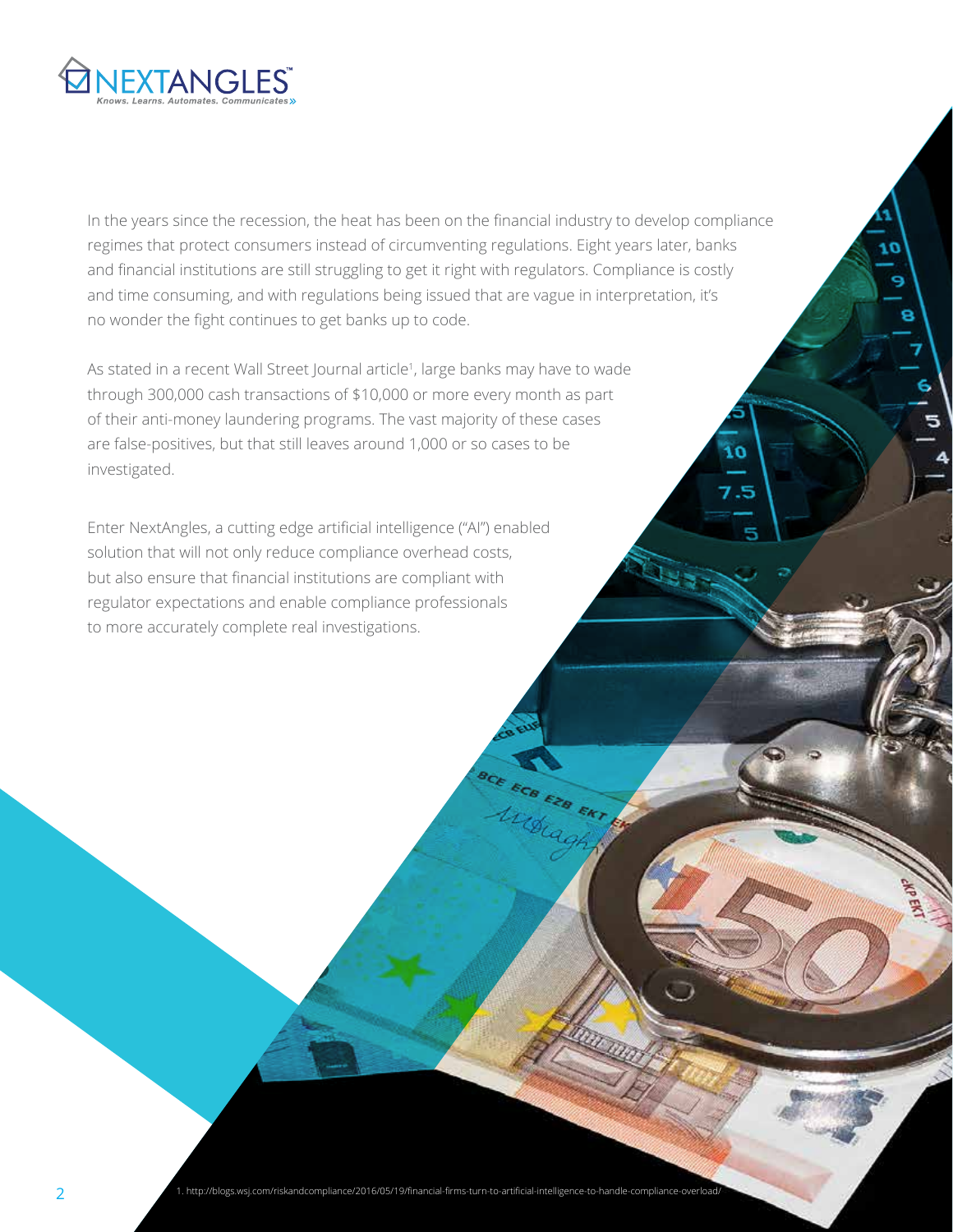In the years since the recession, the heat has been on the financial industry to develop compliance regimes that protect consumers instead of circumventing regulations. Eight years later, banks and financial institutions are still struggling to get it right with regulators. Compliance is costly and time consuming, and with regulations being issued that are vague in interpretation, it's no wonder the fight continues to get banks up to code.

As stated in a recent Wall Street Journal article[1], large banks may have to wade through 300,000 cash transactions of $10,000 or more every month as part of their anti-money laundering programs. The vast majority of these cases are false-positives, but that still leaves around 1,000 or so cases to be investigated.

Enter NextAngles, a cutting edge artificial intelligence ("AI") enabled solution that will not only reduce compliance overhead costs, but also ensure that financial institutions are compliant with regulator expectations and enable compliance professionals to more accurately complete real investigations.

1. http://blogs.wsj.com/riskandcompliance/2016/05/19/financial-firms-turn-to-artificial-intelligence-to-handle-compliance-overload/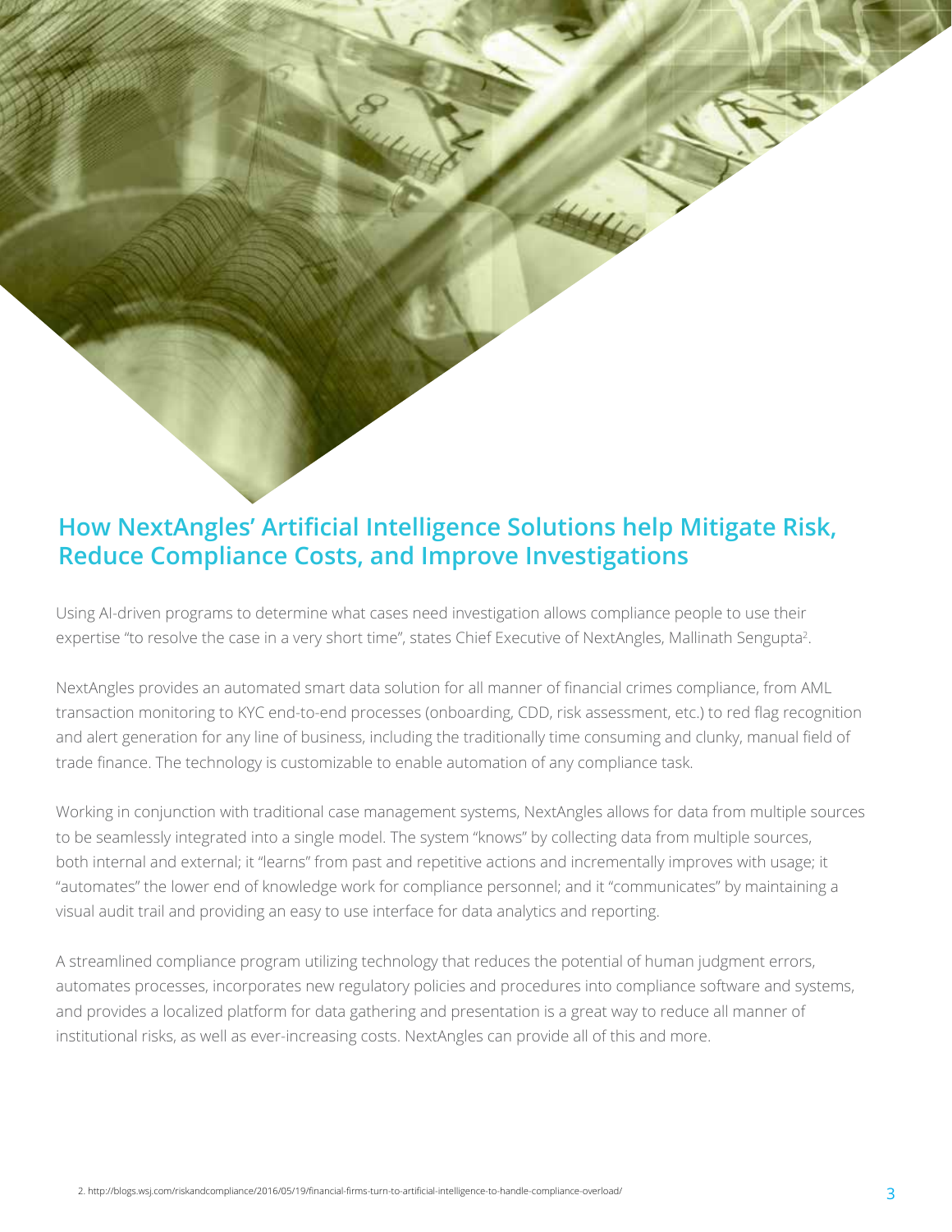## How NextAngles' Artificial Intelligence Solutions help Mitigate Risk, Reduce Compliance Costs, and Improve Investigations

Using AI-driven programs to determine what cases need investigation allows compliance people to use their expertise "to resolve the case in a very short time", states Chief Executive of NextAngles, Mallinath Sengupta[2].

NextAngles provides an automated smart data solution for all manner of financial crimes compliance, from AML transaction monitoring to KYC end-to-end processes (onboarding, CDD, risk assessment, etc.) to red flag recognition and alert generation for any line of business, including the traditionally time consuming and clunky, manual field of trade finance. The technology is customizable to enable automation of any compliance task.

Working in conjunction with traditional case management systems, NextAngles allows for data from multiple sources to be seamlessly integrated into a single model. The system "knows" by collecting data from multiple sources, both internal and external; it "learns" from past and repetitive actions and incrementally improves with usage; it "automates" the lower end of knowledge work for compliance personnel; and it "communicates" by maintaining a visual audit trail and providing an easy to use interface for data analytics and reporting.

A streamlined compliance program utilizing technology that reduces the potential of human judgment errors, automates processes, incorporates new regulatory policies and procedures into compliance software and systems, and provides a localized platform for data gathering and presentation is a great way to reduce all manner of institutional risks, as well as ever-increasing costs. NextAngles can provide all of this and more.

2. http://blogs.wsj.com/riskandcompliance/2016/05/19/financial-firms-turn-to-artificial-intelligence-to-handle-compliance-overload/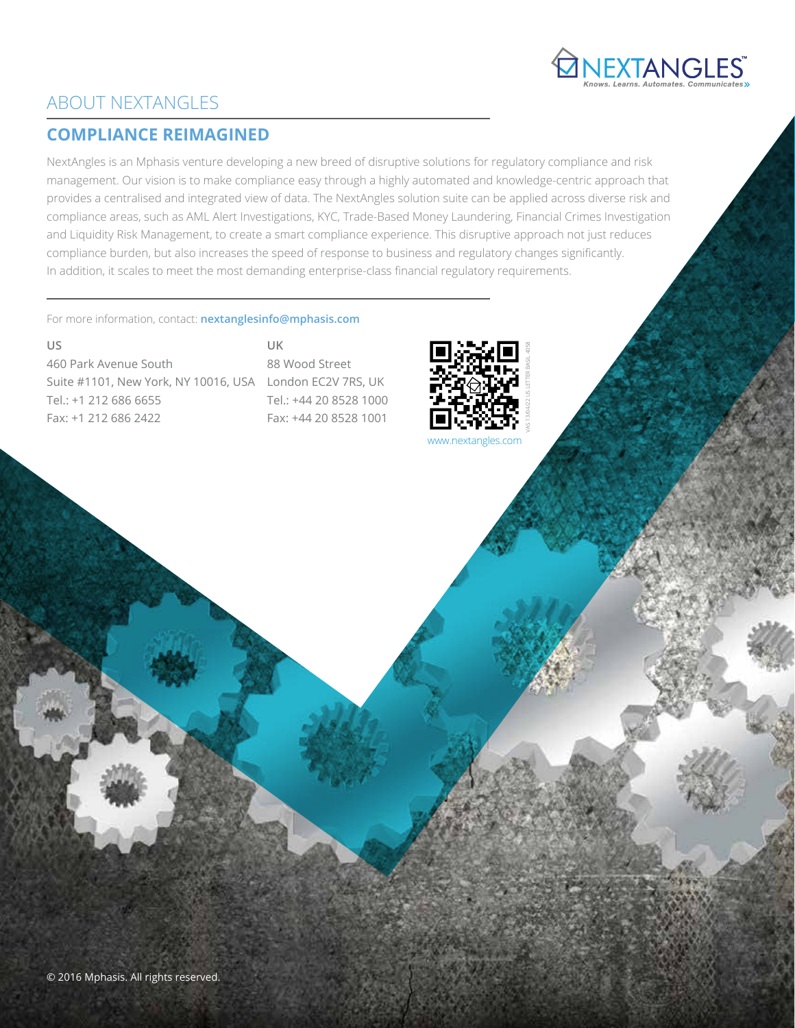NEXTANGLES™
Knows. Learns. Automates. Communicates»

# ABOUT NEXTANGLES

## COMPLIANCE REIMAGINED

NextAngles is an Mphasis venture developing a new breed of disruptive solutions for regulatory compliance and risk management. Our vision is to make compliance easy through a highly automated and knowledge-centric approach that provides a centralised and integrated view of data. The NextAngles solution suite can be applied across diverse risk and compliance areas, such as AML Alert Investigations, KYC, Trade-Based Money Laundering, Financial Crimes Investigation and Liquidity Risk Management, to create a smart compliance experience. This disruptive approach not just reduces compliance burden, but also increases the speed of response to business and regulatory changes significantly. In addition, it scales to meet the most demanding enterprise-class financial regulatory requirements.

For more information, contact: **nextanglesinfo@mphasis.com**

**US**
460 Park Avenue South
Suite #1101, New York, NY 10016, USA
Tel.: +1 212 686 6655
Fax: +1 212 686 2422

**UK**
88 Wood Street
London EC2V 7RS, UK
Tel.: +44 20 8528 1000
Fax: +44 20 8528 1001

www.nextangles.com

VAS 13/04/22 US LETTER BASIL 4058

© 2016 Mphasis. All rights reserved.